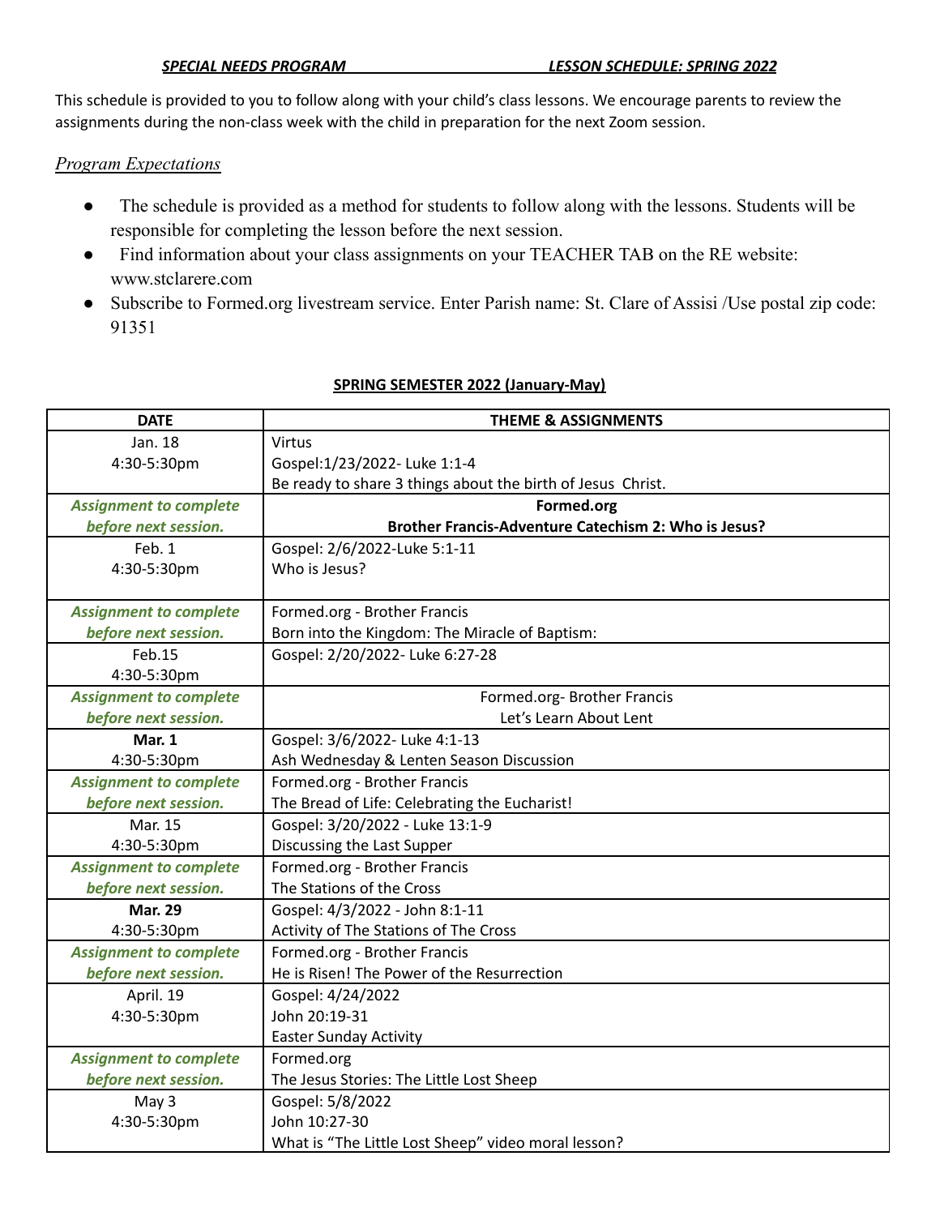***SPECIAL NEEDS PROGRAM*** ***LESSON SCHEDULE: SPRING 2022***

This schedule is provided to you to follow along with your child's class lessons. We encourage parents to review the assignments during the non-class week with the child in preparation for the next Zoom session.

*Program Expectations*

- The schedule is provided as a method for students to follow along with the lessons. Students will be responsible for completing the lesson before the next session.
- Find information about your class assignments on your TEACHER TAB on the RE website: www.stclarere.com
- Subscribe to Formed.org livestream service. Enter Parish name: St. Clare of Assisi /Use postal zip code: 91351

**SPRING SEMESTER 2022 (January-May)**

| DATE | THEME & ASSIGNMENTS |
|---|---|
| Jan. 18<br>4:30-5:30pm | Virtus<br>Gospel:1/23/2022- Luke 1:1-4<br>Be ready to share 3 things about the birth of Jesus Christ. |
| ***Assignment to complete before next session.*** | **Formed.org**<br>**Brother Francis-Adventure Catechism 2: Who is Jesus?** |
| Feb. 1<br>4:30-5:30pm | Gospel: 2/6/2022-Luke 5:1-11<br>Who is Jesus? |
| ***Assignment to complete before next session.*** | Formed.org - Brother Francis<br>Born into the Kingdom: The Miracle of Baptism: |
| Feb.15<br>4:30-5:30pm | Gospel: 2/20/2022- Luke 6:27-28 |
| ***Assignment to complete before next session.*** | Formed.org- Brother Francis<br>Let's Learn About Lent |
| **Mar. 1**<br>4:30-5:30pm | Gospel: 3/6/2022- Luke 4:1-13<br>Ash Wednesday & Lenten Season Discussion |
| ***Assignment to complete before next session.*** | Formed.org - Brother Francis<br>The Bread of Life: Celebrating the Eucharist! |
| Mar. 15<br>4:30-5:30pm | Gospel: 3/20/2022 - Luke 13:1-9<br>Discussing the Last Supper |
| ***Assignment to complete before next session.*** | Formed.org - Brother Francis<br>The Stations of the Cross |
| **Mar. 29**<br>4:30-5:30pm | Gospel: 4/3/2022 - John 8:1-11<br>Activity of The Stations of The Cross |
| ***Assignment to complete before next session.*** | Formed.org - Brother Francis<br>He is Risen! The Power of the Resurrection |
| April. 19<br>4:30-5:30pm | Gospel: 4/24/2022<br>John 20:19-31<br>Easter Sunday Activity |
| ***Assignment to complete before next session.*** | Formed.org<br>The Jesus Stories: The Little Lost Sheep |
| May 3<br>4:30-5:30pm | Gospel: 5/8/2022<br>John 10:27-30<br>What is "The Little Lost Sheep" video moral lesson? |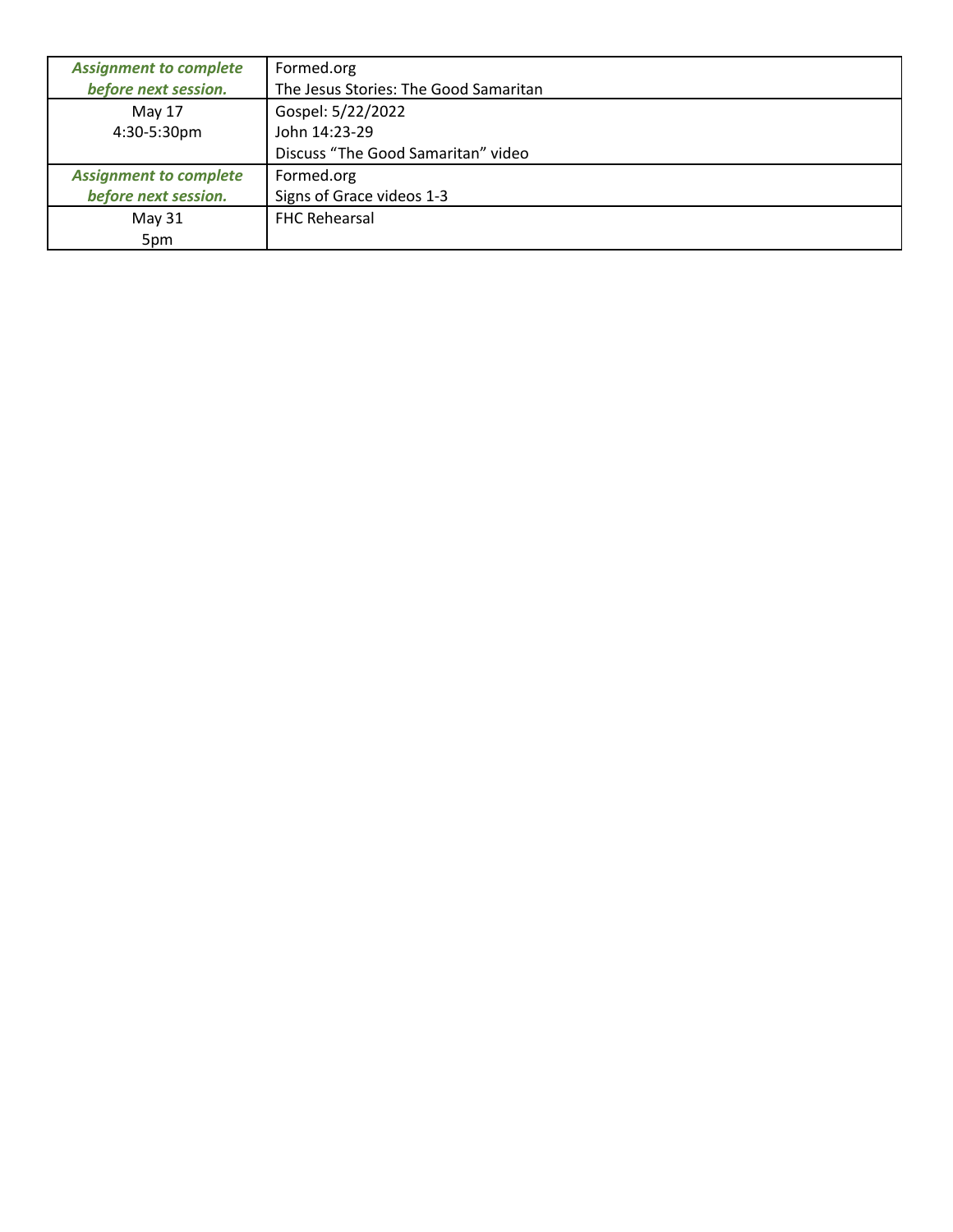| | |
|---|---|
| ***Assignment to complete before next session.*** | Formed.org<br>The Jesus Stories: The Good Samaritan |
| May 17<br>4:30-5:30pm | Gospel: 5/22/2022<br>John 14:23-29<br>Discuss "The Good Samaritan" video |
| ***Assignment to complete before next session.*** | Formed.org<br>Signs of Grace videos 1-3 |
| May 31<br>5pm | FHC Rehearsal |